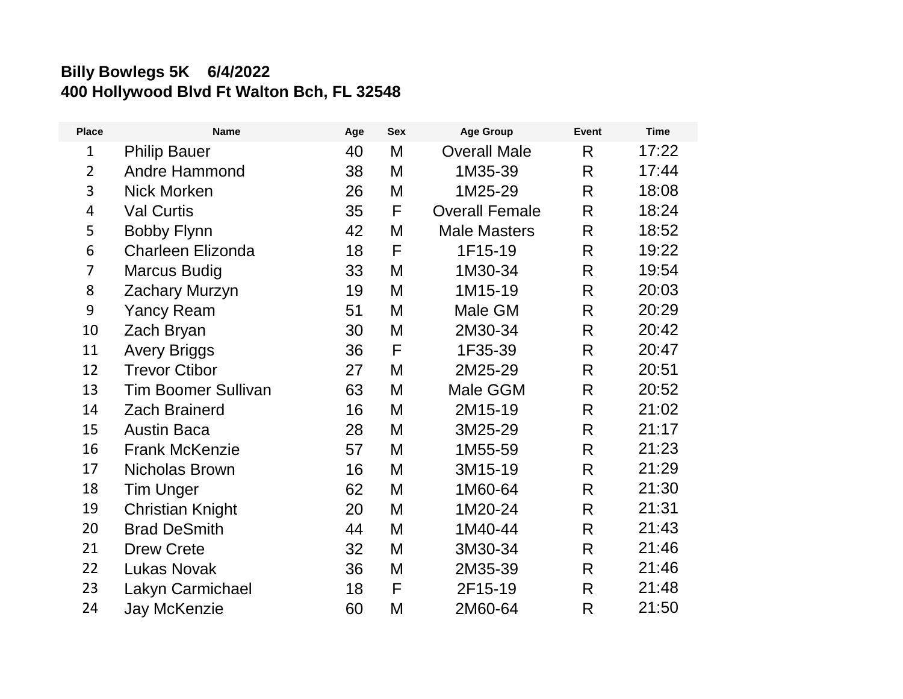**Billy Bowlegs 5K 6/4/2022**
**400 Hollywood Blvd Ft Walton Bch, FL 32548**

| Place | Name | Age | Sex | Age Group | Event | Time |
|---|---|---|---|---|---|---|
| 1 | Philip Bauer | 40 | M | Overall Male | R | 17:22 |
| 2 | Andre Hammond | 38 | M | 1M35-39 | R | 17:44 |
| 3 | Nick Morken | 26 | M | 1M25-29 | R | 18:08 |
| 4 | Val Curtis | 35 | F | Overall Female | R | 18:24 |
| 5 | Bobby Flynn | 42 | M | Male Masters | R | 18:52 |
| 6 | Charleen Elizonda | 18 | F | 1F15-19 | R | 19:22 |
| 7 | Marcus Budig | 33 | M | 1M30-34 | R | 19:54 |
| 8 | Zachary Murzyn | 19 | M | 1M15-19 | R | 20:03 |
| 9 | Yancy Ream | 51 | M | Male GM | R | 20:29 |
| 10 | Zach Bryan | 30 | M | 2M30-34 | R | 20:42 |
| 11 | Avery Briggs | 36 | F | 1F35-39 | R | 20:47 |
| 12 | Trevor Ctibor | 27 | M | 2M25-29 | R | 20:51 |
| 13 | Tim Boomer Sullivan | 63 | M | Male GGM | R | 20:52 |
| 14 | Zach Brainerd | 16 | M | 2M15-19 | R | 21:02 |
| 15 | Austin Baca | 28 | M | 3M25-29 | R | 21:17 |
| 16 | Frank McKenzie | 57 | M | 1M55-59 | R | 21:23 |
| 17 | Nicholas Brown | 16 | M | 3M15-19 | R | 21:29 |
| 18 | Tim Unger | 62 | M | 1M60-64 | R | 21:30 |
| 19 | Christian Knight | 20 | M | 1M20-24 | R | 21:31 |
| 20 | Brad DeSmith | 44 | M | 1M40-44 | R | 21:43 |
| 21 | Drew Crete | 32 | M | 3M30-34 | R | 21:46 |
| 22 | Lukas Novak | 36 | M | 2M35-39 | R | 21:46 |
| 23 | Lakyn Carmichael | 18 | F | 2F15-19 | R | 21:48 |
| 24 | Jay McKenzie | 60 | M | 2M60-64 | R | 21:50 |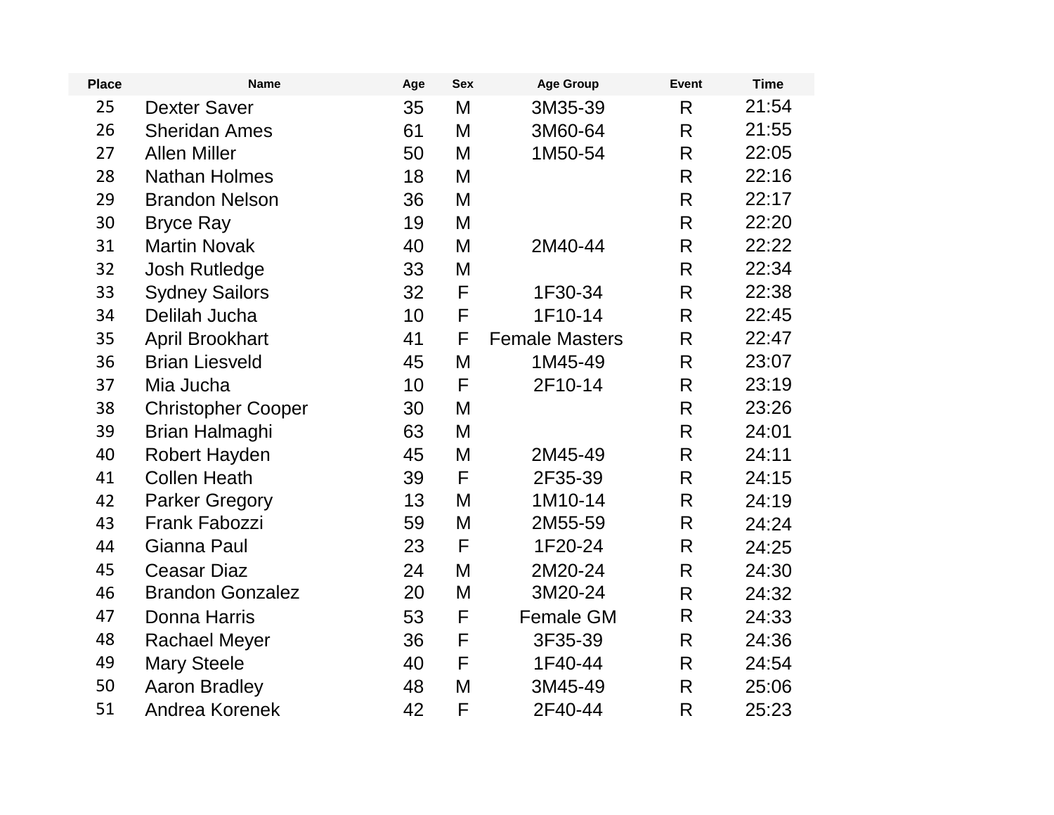| Place | Name | Age | Sex | Age Group | Event | Time |
| --- | --- | --- | --- | --- | --- | --- |
| 25 | Dexter Saver | 35 | M | 3M35-39 | R | 21:54 |
| 26 | Sheridan Ames | 61 | M | 3M60-64 | R | 21:55 |
| 27 | Allen Miller | 50 | M | 1M50-54 | R | 22:05 |
| 28 | Nathan Holmes | 18 | M | | R | 22:16 |
| 29 | Brandon Nelson | 36 | M | | R | 22:17 |
| 30 | Bryce Ray | 19 | M | | R | 22:20 |
| 31 | Martin Novak | 40 | M | 2M40-44 | R | 22:22 |
| 32 | Josh Rutledge | 33 | M | | R | 22:34 |
| 33 | Sydney Sailors | 32 | F | 1F30-34 | R | 22:38 |
| 34 | Delilah Jucha | 10 | F | 1F10-14 | R | 22:45 |
| 35 | April Brookhart | 41 | F | Female Masters | R | 22:47 |
| 36 | Brian Liesveld | 45 | M | 1M45-49 | R | 23:07 |
| 37 | Mia Jucha | 10 | F | 2F10-14 | R | 23:19 |
| 38 | Christopher Cooper | 30 | M | | R | 23:26 |
| 39 | Brian Halmaghi | 63 | M | | R | 24:01 |
| 40 | Robert Hayden | 45 | M | 2M45-49 | R | 24:11 |
| 41 | Collen Heath | 39 | F | 2F35-39 | R | 24:15 |
| 42 | Parker Gregory | 13 | M | 1M10-14 | R | 24:19 |
| 43 | Frank Fabozzi | 59 | M | 2M55-59 | R | 24:24 |
| 44 | Gianna Paul | 23 | F | 1F20-24 | R | 24:25 |
| 45 | Ceasar Diaz | 24 | M | 2M20-24 | R | 24:30 |
| 46 | Brandon Gonzalez | 20 | M | 3M20-24 | R | 24:32 |
| 47 | Donna Harris | 53 | F | Female GM | R | 24:33 |
| 48 | Rachael Meyer | 36 | F | 3F35-39 | R | 24:36 |
| 49 | Mary Steele | 40 | F | 1F40-44 | R | 24:54 |
| 50 | Aaron Bradley | 48 | M | 3M45-49 | R | 25:06 |
| 51 | Andrea Korenek | 42 | F | 2F40-44 | R | 25:23 |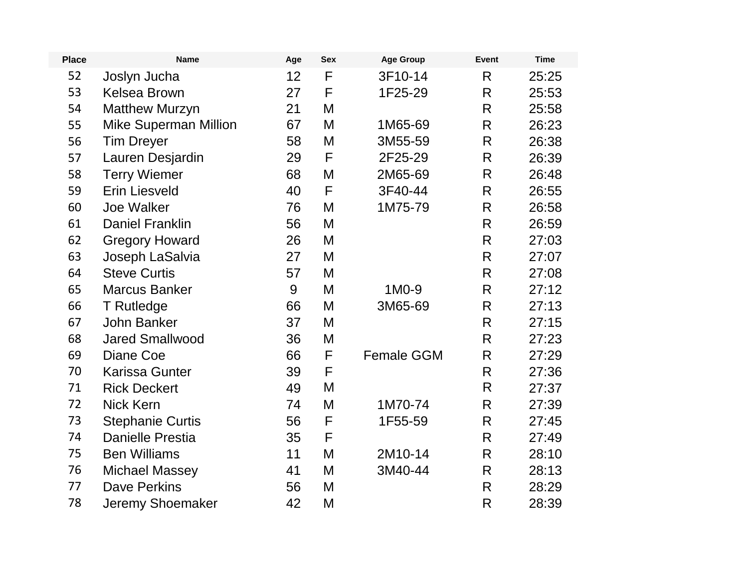| Place | Name | Age | Sex | Age Group | Event | Time |
|---|---|---|---|---|---|---|
| 52 | Joslyn Jucha | 12 | F | 3F10-14 | R | 25:25 |
| 53 | Kelsea Brown | 27 | F | 1F25-29 | R | 25:53 |
| 54 | Matthew Murzyn | 21 | M | | R | 25:58 |
| 55 | Mike Superman Million | 67 | M | 1M65-69 | R | 26:23 |
| 56 | Tim Dreyer | 58 | M | 3M55-59 | R | 26:38 |
| 57 | Lauren Desjardin | 29 | F | 2F25-29 | R | 26:39 |
| 58 | Terry Wiemer | 68 | M | 2M65-69 | R | 26:48 |
| 59 | Erin Liesveld | 40 | F | 3F40-44 | R | 26:55 |
| 60 | Joe Walker | 76 | M | 1M75-79 | R | 26:58 |
| 61 | Daniel Franklin | 56 | M | | R | 26:59 |
| 62 | Gregory Howard | 26 | M | | R | 27:03 |
| 63 | Joseph LaSalvia | 27 | M | | R | 27:07 |
| 64 | Steve Curtis | 57 | M | | R | 27:08 |
| 65 | Marcus Banker | 9 | M | 1M0-9 | R | 27:12 |
| 66 | T Rutledge | 66 | M | 3M65-69 | R | 27:13 |
| 67 | John Banker | 37 | M | | R | 27:15 |
| 68 | Jared Smallwood | 36 | M | | R | 27:23 |
| 69 | Diane Coe | 66 | F | Female GGM | R | 27:29 |
| 70 | Karissa Gunter | 39 | F | | R | 27:36 |
| 71 | Rick Deckert | 49 | M | | R | 27:37 |
| 72 | Nick Kern | 74 | M | 1M70-74 | R | 27:39 |
| 73 | Stephanie Curtis | 56 | F | 1F55-59 | R | 27:45 |
| 74 | Danielle Prestia | 35 | F | | R | 27:49 |
| 75 | Ben Williams | 11 | M | 2M10-14 | R | 28:10 |
| 76 | Michael Massey | 41 | M | 3M40-44 | R | 28:13 |
| 77 | Dave Perkins | 56 | M | | R | 28:29 |
| 78 | Jeremy Shoemaker | 42 | M | | R | 28:39 |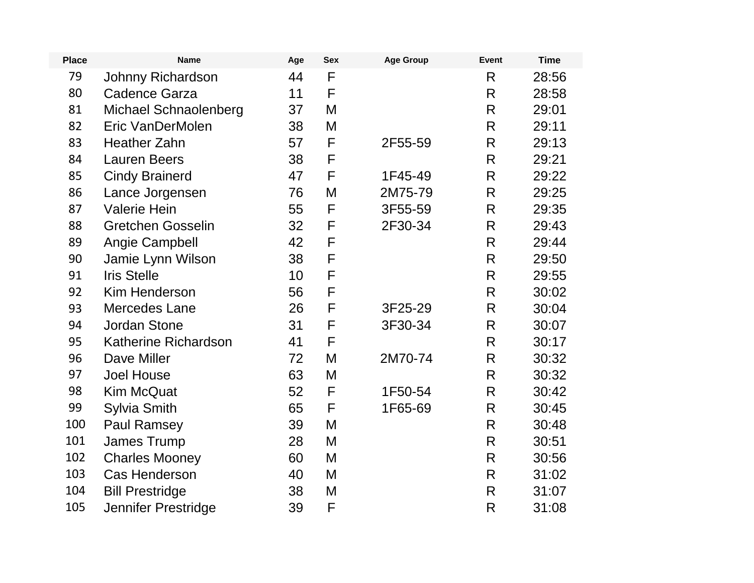| Place | Name | Age | Sex | Age Group | Event | Time |
| --- | --- | --- | --- | --- | --- | --- |
| 79 | Johnny Richardson | 44 | F | | R | 28:56 |
| 80 | Cadence Garza | 11 | F | | R | 28:58 |
| 81 | Michael Schnaolenberg | 37 | M | | R | 29:01 |
| 82 | Eric VanDerMolen | 38 | M | | R | 29:11 |
| 83 | Heather Zahn | 57 | F | 2F55-59 | R | 29:13 |
| 84 | Lauren Beers | 38 | F | | R | 29:21 |
| 85 | Cindy Brainerd | 47 | F | 1F45-49 | R | 29:22 |
| 86 | Lance Jorgensen | 76 | M | 2M75-79 | R | 29:25 |
| 87 | Valerie Hein | 55 | F | 3F55-59 | R | 29:35 |
| 88 | Gretchen Gosselin | 32 | F | 2F30-34 | R | 29:43 |
| 89 | Angie Campbell | 42 | F | | R | 29:44 |
| 90 | Jamie Lynn Wilson | 38 | F | | R | 29:50 |
| 91 | Iris Stelle | 10 | F | | R | 29:55 |
| 92 | Kim Henderson | 56 | F | | R | 30:02 |
| 93 | Mercedes Lane | 26 | F | 3F25-29 | R | 30:04 |
| 94 | Jordan Stone | 31 | F | 3F30-34 | R | 30:07 |
| 95 | Katherine Richardson | 41 | F | | R | 30:17 |
| 96 | Dave Miller | 72 | M | 2M70-74 | R | 30:32 |
| 97 | Joel House | 63 | M | | R | 30:32 |
| 98 | Kim McQuat | 52 | F | 1F50-54 | R | 30:42 |
| 99 | Sylvia Smith | 65 | F | 1F65-69 | R | 30:45 |
| 100 | Paul Ramsey | 39 | M | | R | 30:48 |
| 101 | James Trump | 28 | M | | R | 30:51 |
| 102 | Charles Mooney | 60 | M | | R | 30:56 |
| 103 | Cas Henderson | 40 | M | | R | 31:02 |
| 104 | Bill Prestridge | 38 | M | | R | 31:07 |
| 105 | Jennifer Prestridge | 39 | F | | R | 31:08 |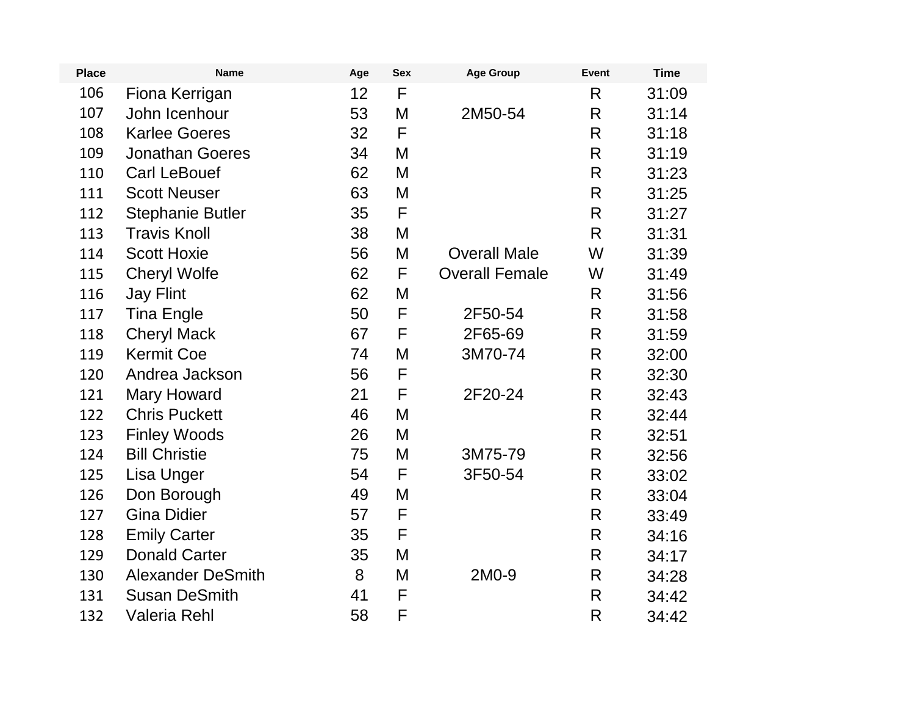| Place | Name | Age | Sex | Age Group | Event | Time |
|---|---|---|---|---|---|---|
| 106 | Fiona Kerrigan | 12 | F | | R | 31:09 |
| 107 | John Icenhour | 53 | M | 2M50-54 | R | 31:14 |
| 108 | Karlee Goeres | 32 | F | | R | 31:18 |
| 109 | Jonathan Goeres | 34 | M | | R | 31:19 |
| 110 | Carl LeBouef | 62 | M | | R | 31:23 |
| 111 | Scott Neuser | 63 | M | | R | 31:25 |
| 112 | Stephanie Butler | 35 | F | | R | 31:27 |
| 113 | Travis Knoll | 38 | M | | R | 31:31 |
| 114 | Scott Hoxie | 56 | M | Overall Male | W | 31:39 |
| 115 | Cheryl Wolfe | 62 | F | Overall Female | W | 31:49 |
| 116 | Jay Flint | 62 | M | | R | 31:56 |
| 117 | Tina Engle | 50 | F | 2F50-54 | R | 31:58 |
| 118 | Cheryl Mack | 67 | F | 2F65-69 | R | 31:59 |
| 119 | Kermit Coe | 74 | M | 3M70-74 | R | 32:00 |
| 120 | Andrea Jackson | 56 | F | | R | 32:30 |
| 121 | Mary Howard | 21 | F | 2F20-24 | R | 32:43 |
| 122 | Chris Puckett | 46 | M | | R | 32:44 |
| 123 | Finley Woods | 26 | M | | R | 32:51 |
| 124 | Bill Christie | 75 | M | 3M75-79 | R | 32:56 |
| 125 | Lisa Unger | 54 | F | 3F50-54 | R | 33:02 |
| 126 | Don Borough | 49 | M | | R | 33:04 |
| 127 | Gina Didier | 57 | F | | R | 33:49 |
| 128 | Emily Carter | 35 | F | | R | 34:16 |
| 129 | Donald Carter | 35 | M | | R | 34:17 |
| 130 | Alexander DeSmith | 8 | M | 2M0-9 | R | 34:28 |
| 131 | Susan DeSmith | 41 | F | | R | 34:42 |
| 132 | Valeria Rehl | 58 | F | | R | 34:42 |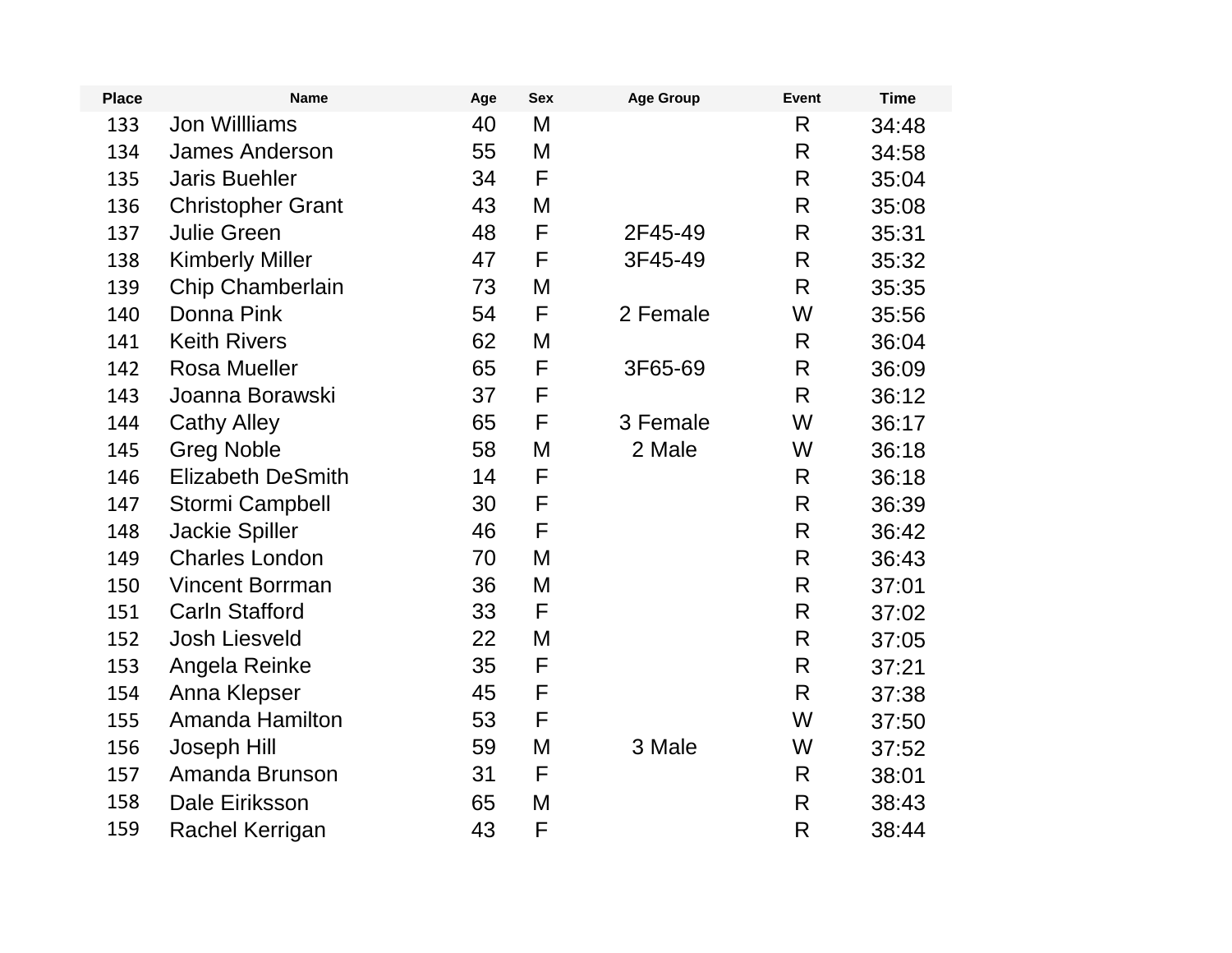| Place | Name | Age | Sex | Age Group | Event | Time |
|---|---|---|---|---|---|---|
| 133 | Jon Willliams | 40 | M | | R | 34:48 |
| 134 | James Anderson | 55 | M | | R | 34:58 |
| 135 | Jaris Buehler | 34 | F | | R | 35:04 |
| 136 | Christopher Grant | 43 | M | | R | 35:08 |
| 137 | Julie Green | 48 | F | 2F45-49 | R | 35:31 |
| 138 | Kimberly Miller | 47 | F | 3F45-49 | R | 35:32 |
| 139 | Chip Chamberlain | 73 | M | | R | 35:35 |
| 140 | Donna Pink | 54 | F | 2 Female | W | 35:56 |
| 141 | Keith Rivers | 62 | M | | R | 36:04 |
| 142 | Rosa Mueller | 65 | F | 3F65-69 | R | 36:09 |
| 143 | Joanna Borawski | 37 | F | | R | 36:12 |
| 144 | Cathy Alley | 65 | F | 3 Female | W | 36:17 |
| 145 | Greg Noble | 58 | M | 2 Male | W | 36:18 |
| 146 | Elizabeth DeSmith | 14 | F | | R | 36:18 |
| 147 | Stormi Campbell | 30 | F | | R | 36:39 |
| 148 | Jackie Spiller | 46 | F | | R | 36:42 |
| 149 | Charles London | 70 | M | | R | 36:43 |
| 150 | Vincent Borrman | 36 | M | | R | 37:01 |
| 151 | Carln Stafford | 33 | F | | R | 37:02 |
| 152 | Josh Liesveld | 22 | M | | R | 37:05 |
| 153 | Angela Reinke | 35 | F | | R | 37:21 |
| 154 | Anna Klepser | 45 | F | | R | 37:38 |
| 155 | Amanda Hamilton | 53 | F | | W | 37:50 |
| 156 | Joseph Hill | 59 | M | 3 Male | W | 37:52 |
| 157 | Amanda Brunson | 31 | F | | R | 38:01 |
| 158 | Dale Eiriksson | 65 | M | | R | 38:43 |
| 159 | Rachel Kerrigan | 43 | F | | R | 38:44 |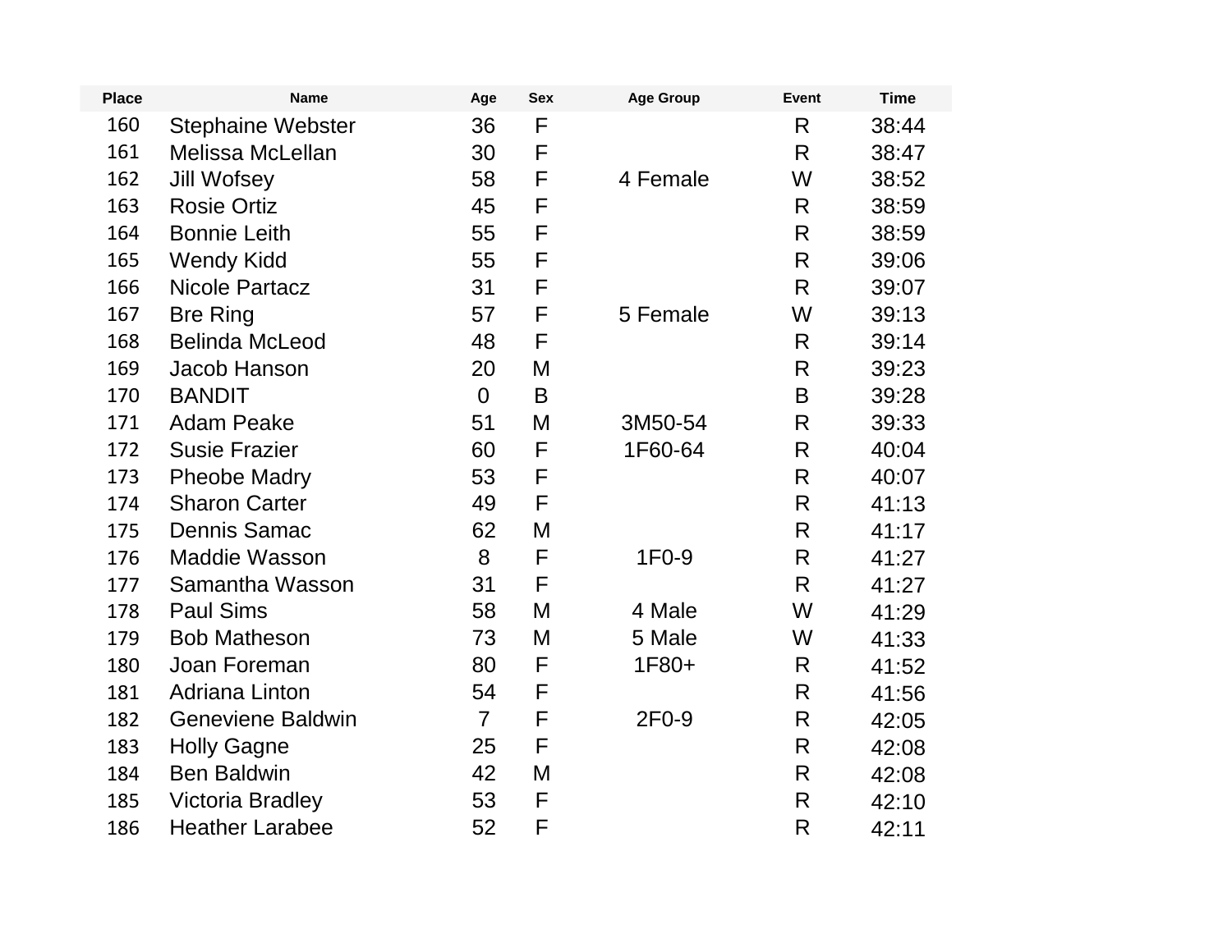| Place | Name | Age | Sex | Age Group | Event | Time |
| --- | --- | --- | --- | --- | --- | --- |
| 160 | Stephaine Webster | 36 | F | | R | 38:44 |
| 161 | Melissa McLellan | 30 | F | | R | 38:47 |
| 162 | Jill Wofsey | 58 | F | 4 Female | W | 38:52 |
| 163 | Rosie Ortiz | 45 | F | | R | 38:59 |
| 164 | Bonnie Leith | 55 | F | | R | 38:59 |
| 165 | Wendy Kidd | 55 | F | | R | 39:06 |
| 166 | Nicole Partacz | 31 | F | | R | 39:07 |
| 167 | Bre Ring | 57 | F | 5 Female | W | 39:13 |
| 168 | Belinda McLeod | 48 | F | | R | 39:14 |
| 169 | Jacob Hanson | 20 | M | | R | 39:23 |
| 170 | BANDIT | 0 | B | | B | 39:28 |
| 171 | Adam Peake | 51 | M | 3M50-54 | R | 39:33 |
| 172 | Susie Frazier | 60 | F | 1F60-64 | R | 40:04 |
| 173 | Pheobe Madry | 53 | F | | R | 40:07 |
| 174 | Sharon Carter | 49 | F | | R | 41:13 |
| 175 | Dennis Samac | 62 | M | | R | 41:17 |
| 176 | Maddie Wasson | 8 | F | 1F0-9 | R | 41:27 |
| 177 | Samantha Wasson | 31 | F | | R | 41:27 |
| 178 | Paul Sims | 58 | M | 4 Male | W | 41:29 |
| 179 | Bob Matheson | 73 | M | 5 Male | W | 41:33 |
| 180 | Joan Foreman | 80 | F | 1F80+ | R | 41:52 |
| 181 | Adriana Linton | 54 | F | | R | 41:56 |
| 182 | Geneviene Baldwin | 7 | F | 2F0-9 | R | 42:05 |
| 183 | Holly Gagne | 25 | F | | R | 42:08 |
| 184 | Ben Baldwin | 42 | M | | R | 42:08 |
| 185 | Victoria Bradley | 53 | F | | R | 42:10 |
| 186 | Heather Larabee | 52 | F | | R | 42:11 |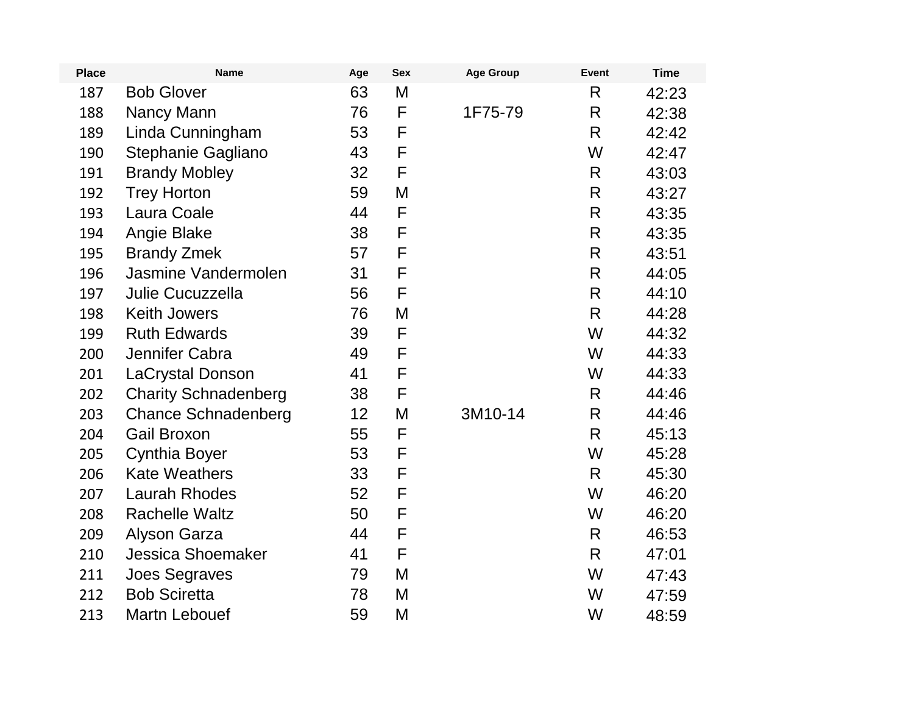| Place | Name | Age | Sex | Age Group | Event | Time |
|---|---|---|---|---|---|---|
| 187 | Bob Glover | 63 | M | | R | 42:23 |
| 188 | Nancy Mann | 76 | F | 1F75-79 | R | 42:38 |
| 189 | Linda Cunningham | 53 | F | | R | 42:42 |
| 190 | Stephanie Gagliano | 43 | F | | W | 42:47 |
| 191 | Brandy Mobley | 32 | F | | R | 43:03 |
| 192 | Trey Horton | 59 | M | | R | 43:27 |
| 193 | Laura Coale | 44 | F | | R | 43:35 |
| 194 | Angie Blake | 38 | F | | R | 43:35 |
| 195 | Brandy Zmek | 57 | F | | R | 43:51 |
| 196 | Jasmine Vandermolen | 31 | F | | R | 44:05 |
| 197 | Julie Cucuzzella | 56 | F | | R | 44:10 |
| 198 | Keith Jowers | 76 | M | | R | 44:28 |
| 199 | Ruth Edwards | 39 | F | | W | 44:32 |
| 200 | Jennifer Cabra | 49 | F | | W | 44:33 |
| 201 | LaCrystal Donson | 41 | F | | W | 44:33 |
| 202 | Charity Schnadenberg | 38 | F | | R | 44:46 |
| 203 | Chance Schnadenberg | 12 | M | 3M10-14 | R | 44:46 |
| 204 | Gail Broxon | 55 | F | | R | 45:13 |
| 205 | Cynthia Boyer | 53 | F | | W | 45:28 |
| 206 | Kate Weathers | 33 | F | | R | 45:30 |
| 207 | Laurah Rhodes | 52 | F | | W | 46:20 |
| 208 | Rachelle Waltz | 50 | F | | W | 46:20 |
| 209 | Alyson Garza | 44 | F | | R | 46:53 |
| 210 | Jessica Shoemaker | 41 | F | | R | 47:01 |
| 211 | Joes Segraves | 79 | M | | W | 47:43 |
| 212 | Bob Sciretta | 78 | M | | W | 47:59 |
| 213 | Martn Lebouef | 59 | M | | W | 48:59 |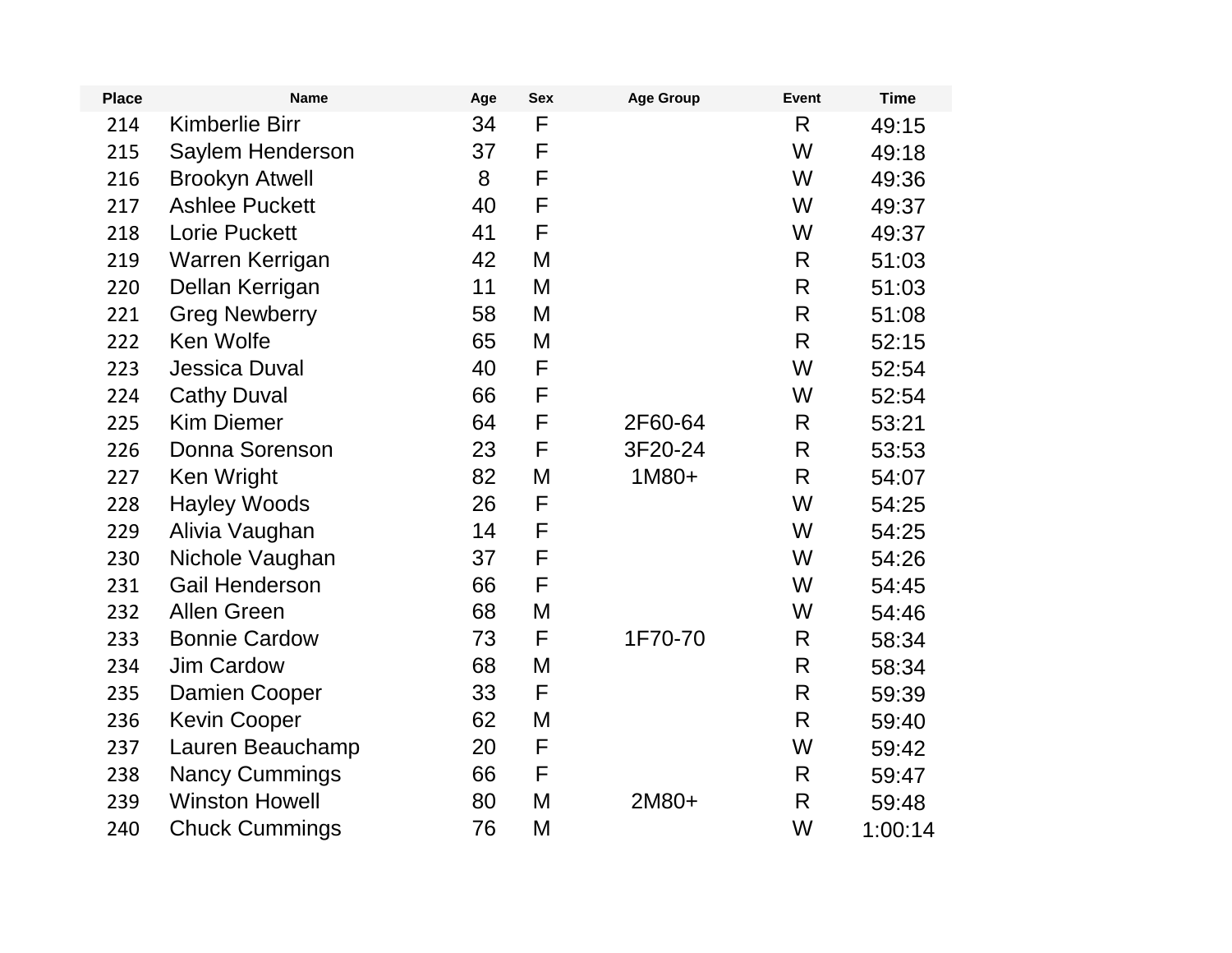| Place | Name | Age | Sex | Age Group | Event | Time |
|---|---|---|---|---|---|---|
| 214 | Kimberlie Birr | 34 | F | | R | 49:15 |
| 215 | Saylem Henderson | 37 | F | | W | 49:18 |
| 216 | Brookyn Atwell | 8 | F | | W | 49:36 |
| 217 | Ashlee Puckett | 40 | F | | W | 49:37 |
| 218 | Lorie Puckett | 41 | F | | W | 49:37 |
| 219 | Warren Kerrigan | 42 | M | | R | 51:03 |
| 220 | Dellan Kerrigan | 11 | M | | R | 51:03 |
| 221 | Greg Newberry | 58 | M | | R | 51:08 |
| 222 | Ken Wolfe | 65 | M | | R | 52:15 |
| 223 | Jessica Duval | 40 | F | | W | 52:54 |
| 224 | Cathy Duval | 66 | F | | W | 52:54 |
| 225 | Kim Diemer | 64 | F | 2F60-64 | R | 53:21 |
| 226 | Donna Sorenson | 23 | F | 3F20-24 | R | 53:53 |
| 227 | Ken Wright | 82 | M | 1M80+ | R | 54:07 |
| 228 | Hayley Woods | 26 | F | | W | 54:25 |
| 229 | Alivia Vaughan | 14 | F | | W | 54:25 |
| 230 | Nichole Vaughan | 37 | F | | W | 54:26 |
| 231 | Gail Henderson | 66 | F | | W | 54:45 |
| 232 | Allen Green | 68 | M | | W | 54:46 |
| 233 | Bonnie Cardow | 73 | F | 1F70-70 | R | 58:34 |
| 234 | Jim Cardow | 68 | M | | R | 58:34 |
| 235 | Damien Cooper | 33 | F | | R | 59:39 |
| 236 | Kevin Cooper | 62 | M | | R | 59:40 |
| 237 | Lauren Beauchamp | 20 | F | | W | 59:42 |
| 238 | Nancy Cummings | 66 | F | | R | 59:47 |
| 239 | Winston Howell | 80 | M | 2M80+ | R | 59:48 |
| 240 | Chuck Cummings | 76 | M | | W | 1:00:14 |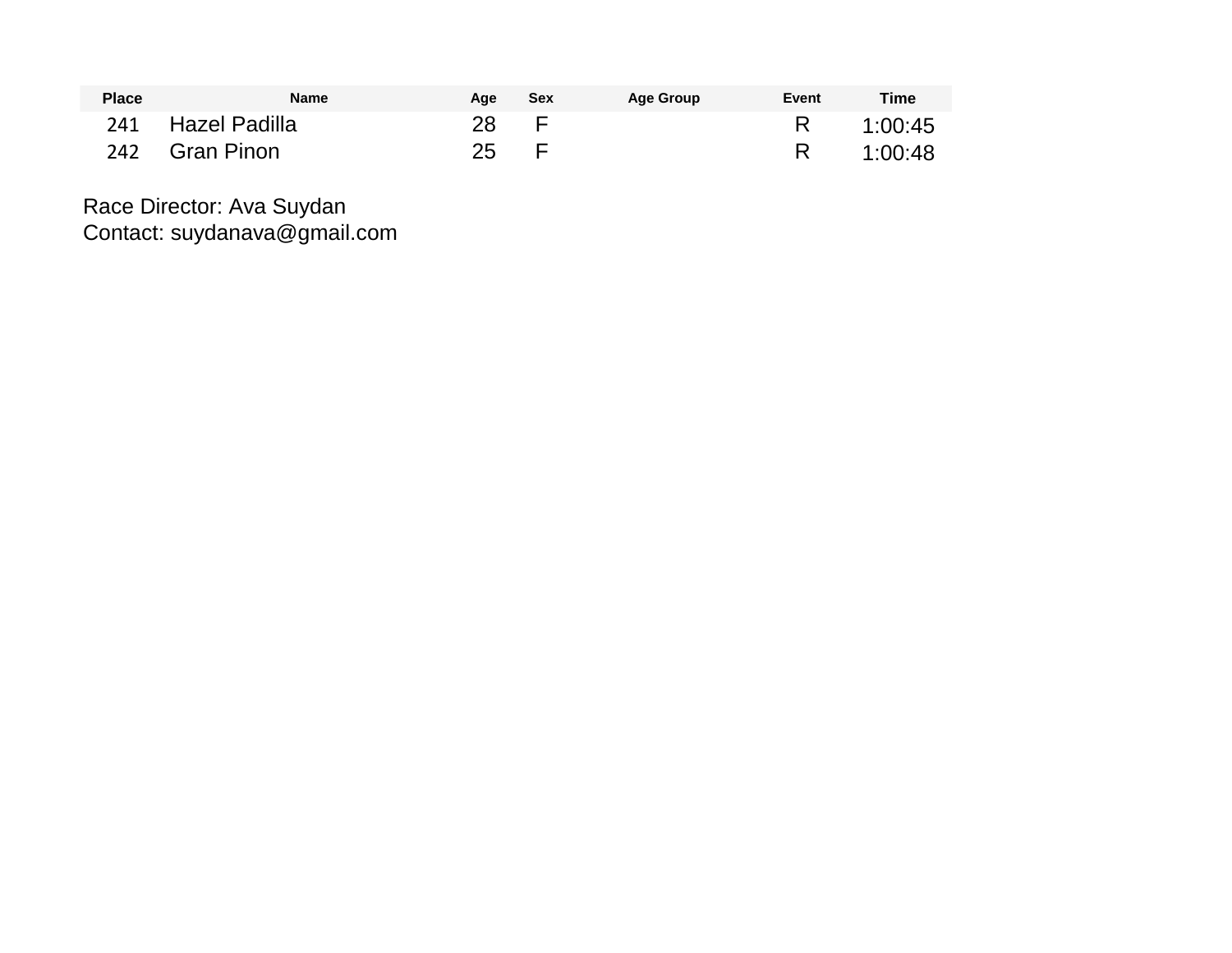| Place | Name | Age | Sex | Age Group | Event | Time |
| --- | --- | --- | --- | --- | --- | --- |
| 241 | Hazel Padilla | 28 | F | | R | 1:00:45 |
| 242 | Gran Pinon | 25 | F | | R | 1:00:48 |

Race Director: Ava Suydan
Contact: suydanava@gmail.com